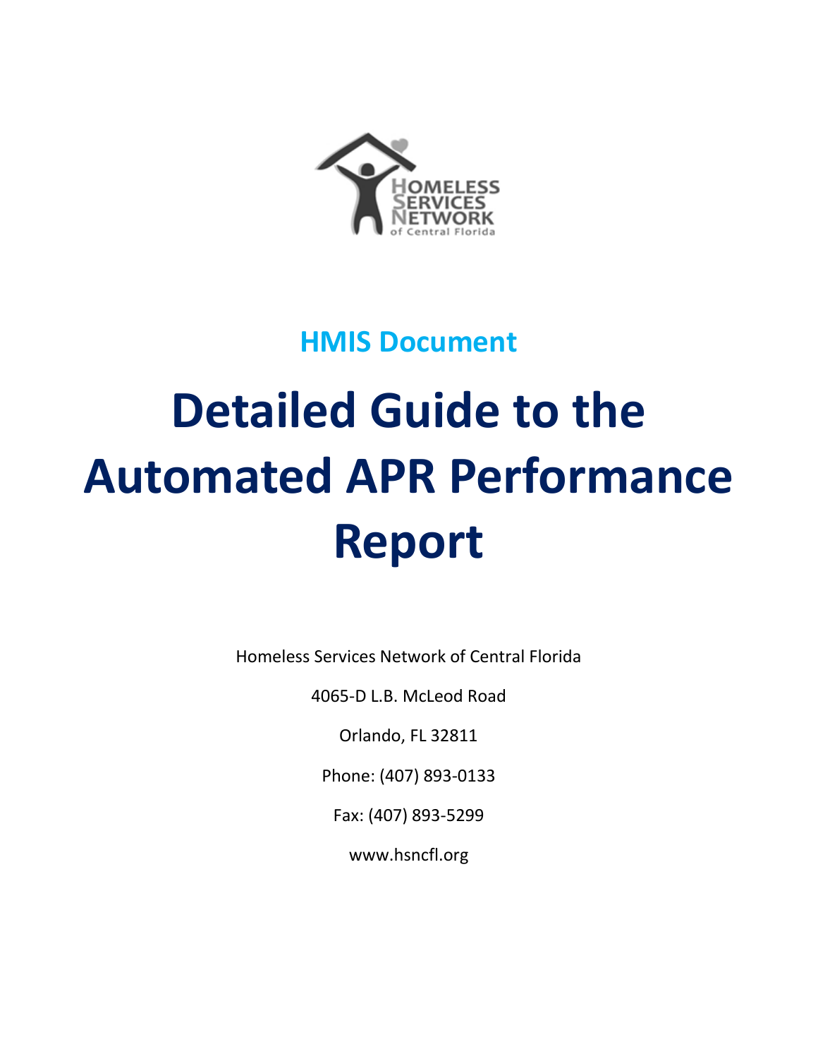HMIS Document

# Detailed Guide to the Automated APR Performance Report

Homeless Services Network of Central Florida

4065-D L.B. McLeod Road

Orlando, FL 32811

Phone: (407) 893-0133

Fax: (407) 893-5299

www.hsncfl.org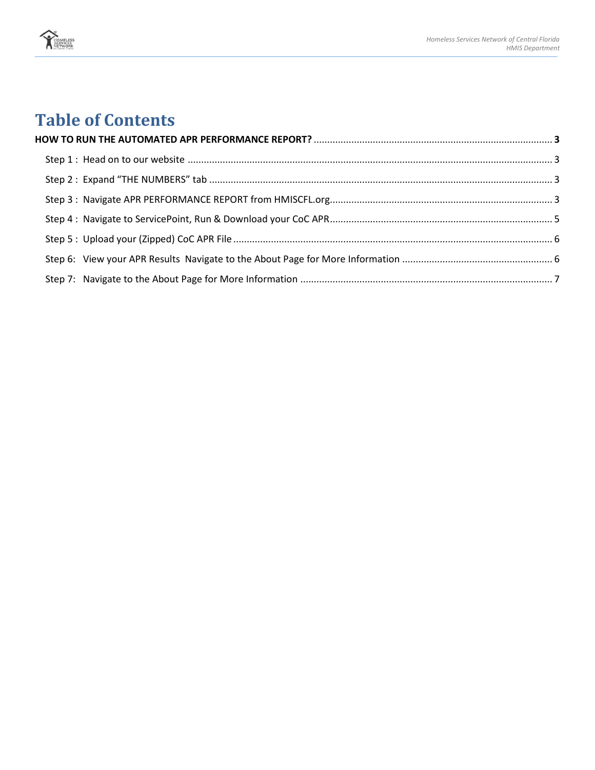# Table of Contents

**HOW TO RUN THE AUTOMATED APR PERFORMANCE REPORT? ........ 3**

Step 1 : Head on to our website ........ 3

Step 2 : Expand "THE NUMBERS" tab ........ 3

Step 3 : Navigate APR PERFORMANCE REPORT from HMISCFL.org........ 3

Step 4 : Navigate to ServicePoint, Run & Download your CoC APR........ 5

Step 5 : Upload your (Zipped) CoC APR File ........ 6

Step 6: View your APR Results Navigate to the About Page for More Information ........ 6

Step 7: Navigate to the About Page for More Information ........ 7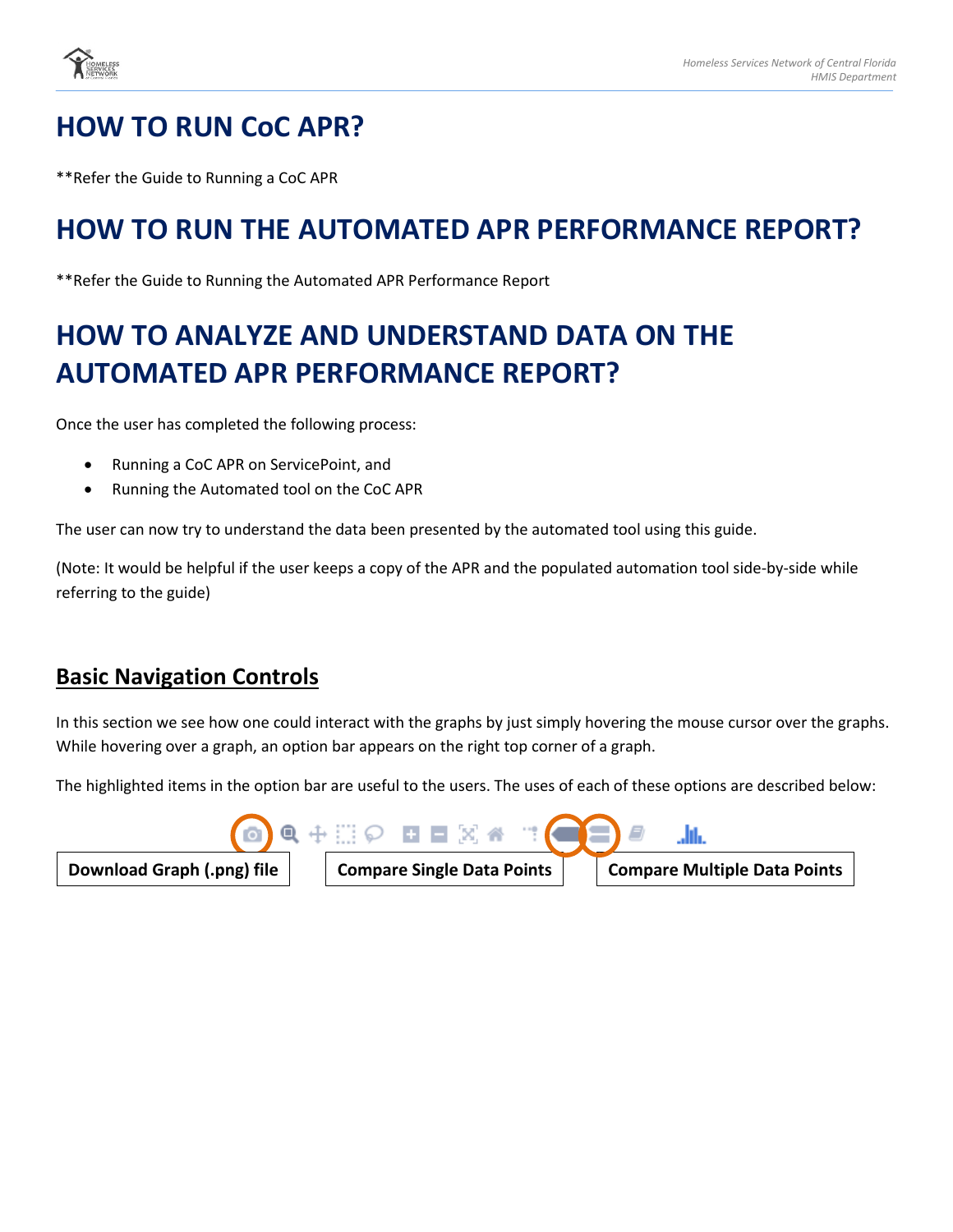# HOW TO RUN CoC APR?

**Refer the Guide to Running a CoC APR

# HOW TO RUN THE AUTOMATED APR PERFORMANCE REPORT?

**Refer the Guide to Running the Automated APR Performance Report

# HOW TO ANALYZE AND UNDERSTAND DATA ON THE AUTOMATED APR PERFORMANCE REPORT?

Once the user has completed the following process:

- Running a CoC APR on ServicePoint, and
- Running the Automated tool on the CoC APR

The user can now try to understand the data been presented by the automated tool using this guide.

(Note: It would be helpful if the user keeps a copy of the APR and the populated automation tool side-by-side while referring to the guide)

## Basic Navigation Controls

In this section we see how one could interact with the graphs by just simply hovering the mouse cursor over the graphs. While hovering over a graph, an option bar appears on the right top corner of a graph.

The highlighted items in the option bar are useful to the users. The uses of each of these options are described below:

**Download Graph (.png) file**

**Compare Single Data Points**

**Compare Multiple Data Points**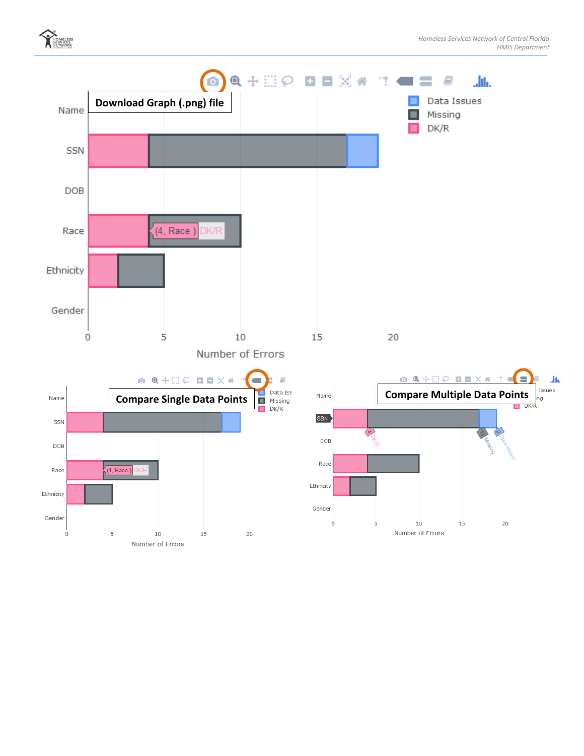Download Graph (.png) file

Compare Single Data Points

Compare Multiple Data Points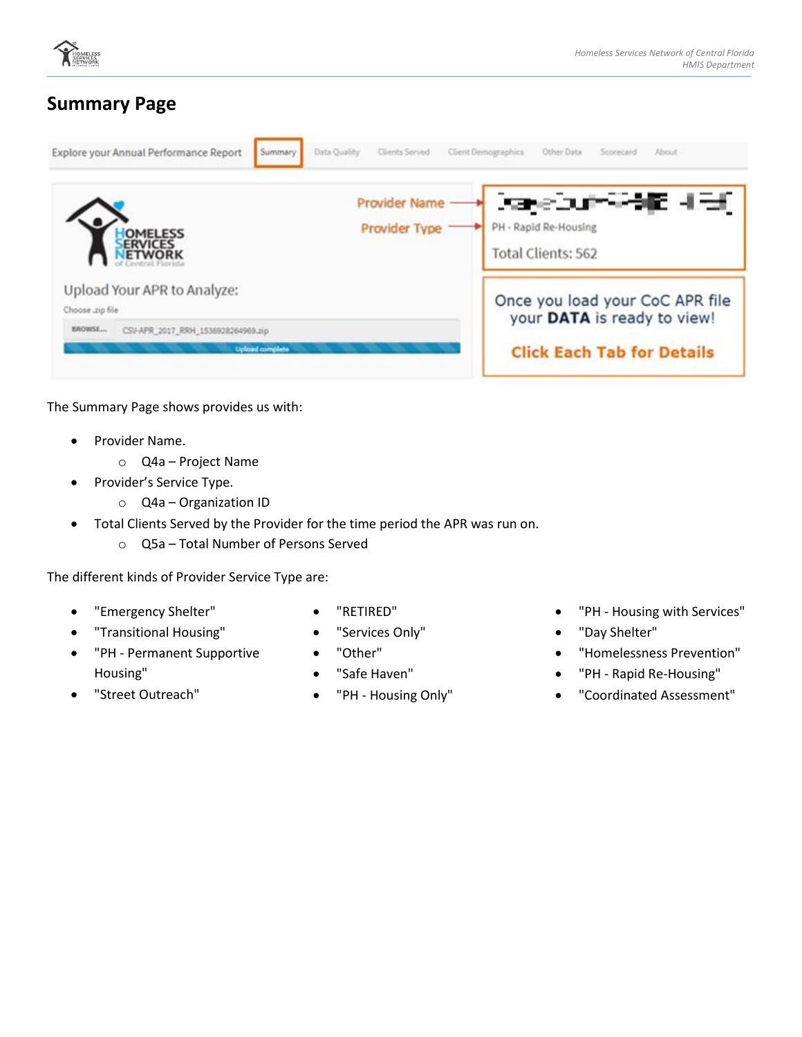# Summary Page

The Summary Page shows provides us with:

- Provider Name.
  - Q4a – Project Name
- Provider's Service Type.
  - Q4a – Organization ID
- Total Clients Served by the Provider for the time period the APR was run on.
  - Q5a – Total Number of Persons Served

The different kinds of Provider Service Type are:

- "Emergency Shelter"
- "Transitional Housing"
- "PH - Permanent Supportive Housing"
- "Street Outreach"
- "RETIRED"
- "Services Only"
- "Other"
- "Safe Haven"
- "PH - Housing Only"
- "PH - Housing with Services"
- "Day Shelter"
- "Homelessness Prevention"
- "PH - Rapid Re-Housing"
- "Coordinated Assessment"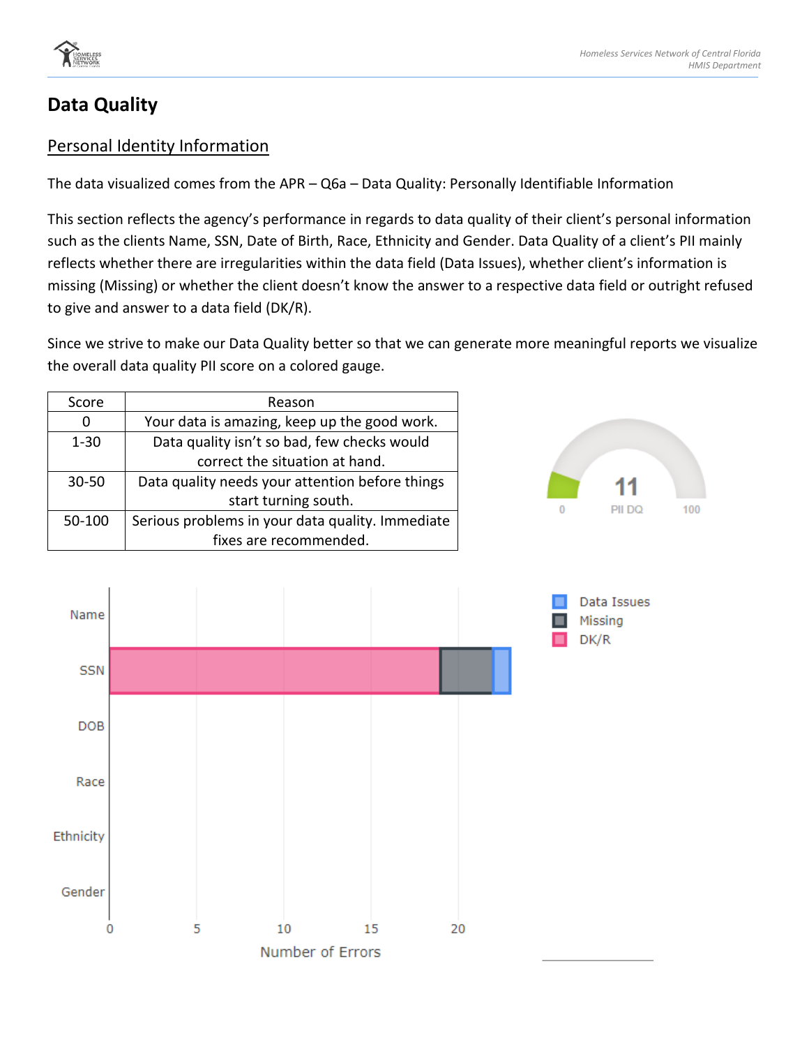# Data Quality

## Personal Identity Information

The data visualized comes from the APR – Q6a – Data Quality: Personally Identifiable Information

This section reflects the agency's performance in regards to data quality of their client's personal information such as the clients Name, SSN, Date of Birth, Race, Ethnicity and Gender. Data Quality of a client's PII mainly reflects whether there are irregularities within the data field (Data Issues), whether client's information is missing (Missing) or whether the client doesn't know the answer to a respective data field or outright refused to give and answer to a data field (DK/R).

Since we strive to make our Data Quality better so that we can generate more meaningful reports we visualize the overall data quality PII score on a colored gauge.

| Score | Reason |
|---|---|
| 0 | Your data is amazing, keep up the good work. |
| 1-30 | Data quality isn't so bad, few checks would correct the situation at hand. |
| 30-50 | Data quality needs your attention before things start turning south. |
| 50-100 | Serious problems in your data quality. Immediate fixes are recommended. |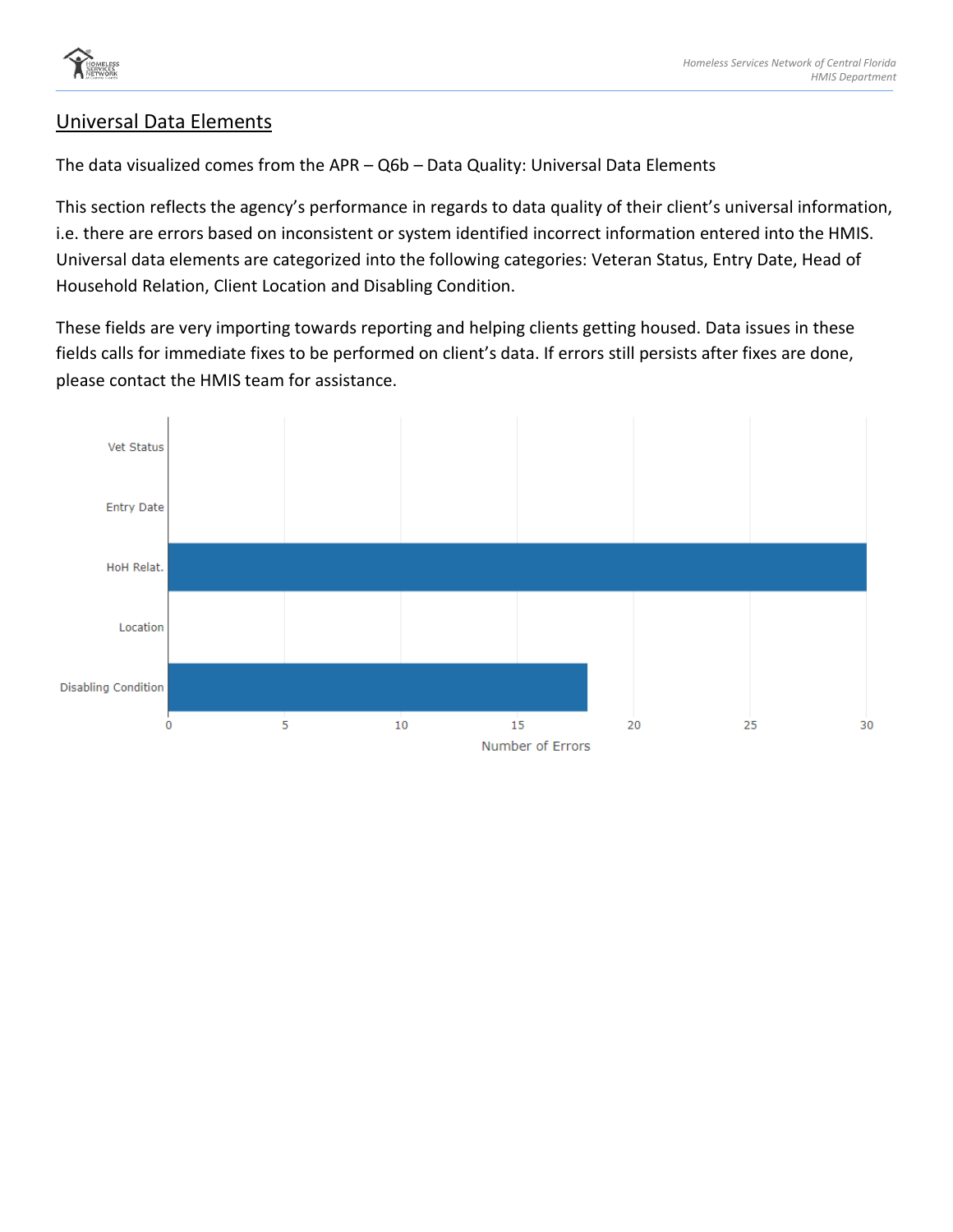## Universal Data Elements

The data visualized comes from the APR – Q6b – Data Quality: Universal Data Elements

This section reflects the agency's performance in regards to data quality of their client's universal information, i.e. there are errors based on inconsistent or system identified incorrect information entered into the HMIS. Universal data elements are categorized into the following categories: Veteran Status, Entry Date, Head of Household Relation, Client Location and Disabling Condition.

These fields are very importing towards reporting and helping clients getting housed. Data issues in these fields calls for immediate fixes to be performed on client's data. If errors still persists after fixes are done, please contact the HMIS team for assistance.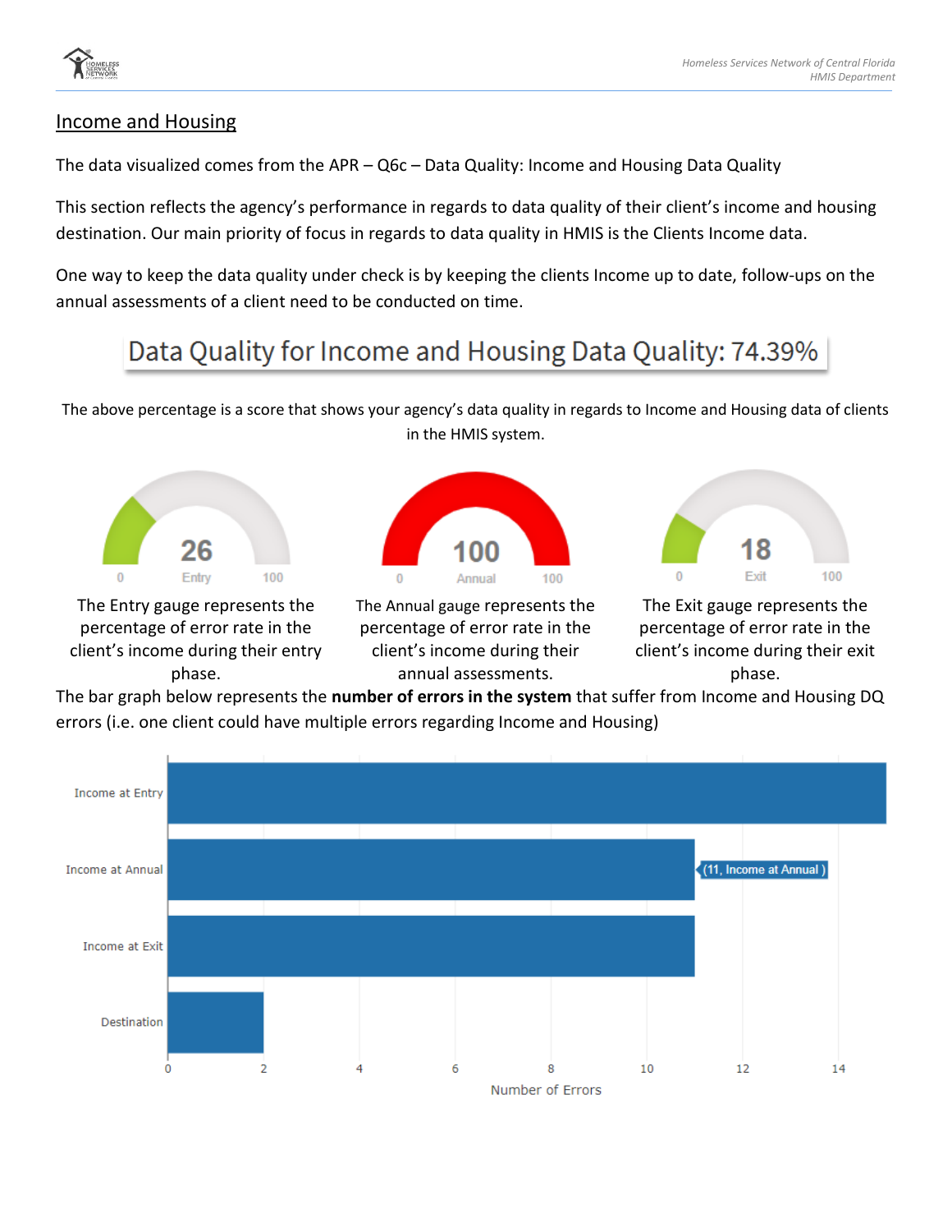## Income and Housing

The data visualized comes from the APR – Q6c – Data Quality: Income and Housing Data Quality

This section reflects the agency's performance in regards to data quality of their client's income and housing destination. Our main priority of focus in regards to data quality in HMIS is the Clients Income data.

One way to keep the data quality under check is by keeping the clients Income up to date, follow-ups on the annual assessments of a client need to be conducted on time.

### Data Quality for Income and Housing Data Quality: 74.39%

The above percentage is a score that shows your agency's data quality in regards to Income and Housing data of clients in the HMIS system.

26
0 Entry 100

The Entry gauge represents the percentage of error rate in the client's income during their entry phase.

100
0 Annual 100

The Annual gauge represents the percentage of error rate in the client's income during their annual assessments.

18
0 Exit 100

The Exit gauge represents the percentage of error rate in the client's income during their exit phase.

The bar graph below represents the **number of errors in the system** that suffer from Income and Housing DQ errors (i.e. one client could have multiple errors regarding Income and Housing)

| Category | Number of Errors |
|---|---|
| Income at Entry | 15 |
| Income at Annual | 11 |
| Income at Exit | 11 |
| Destination | 2 |

(11, Income at Annual )

Number of Errors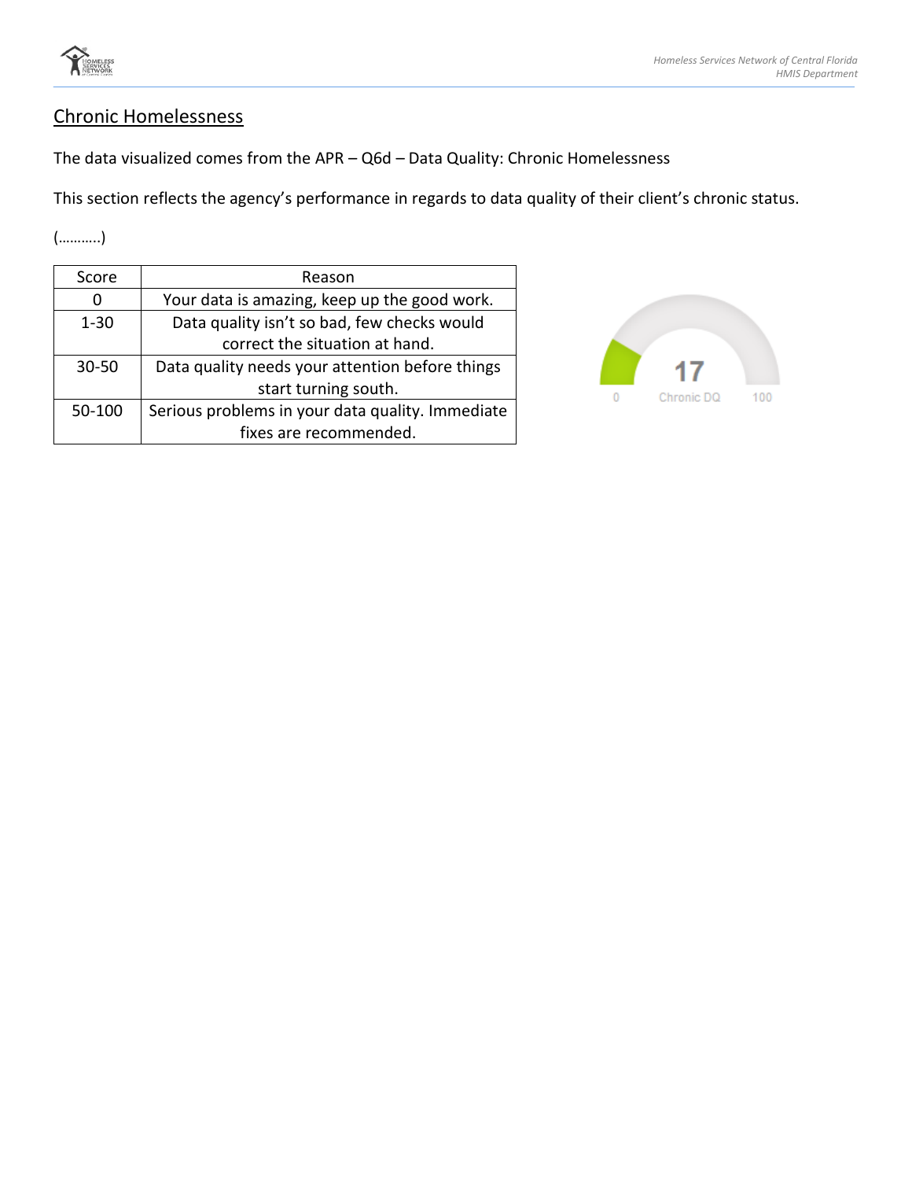## Chronic Homelessness

The data visualized comes from the APR – Q6d – Data Quality: Chronic Homelessness

This section reflects the agency's performance in regards to data quality of their client's chronic status.

(………..)

| Score | Reason |
|---|---|
| 0 | Your data is amazing, keep up the good work. |
| 1-30 | Data quality isn't so bad, few checks would correct the situation at hand. |
| 30-50 | Data quality needs your attention before things start turning south. |
| 50-100 | Serious problems in your data quality. Immediate fixes are recommended. |

17

0 Chronic DQ 100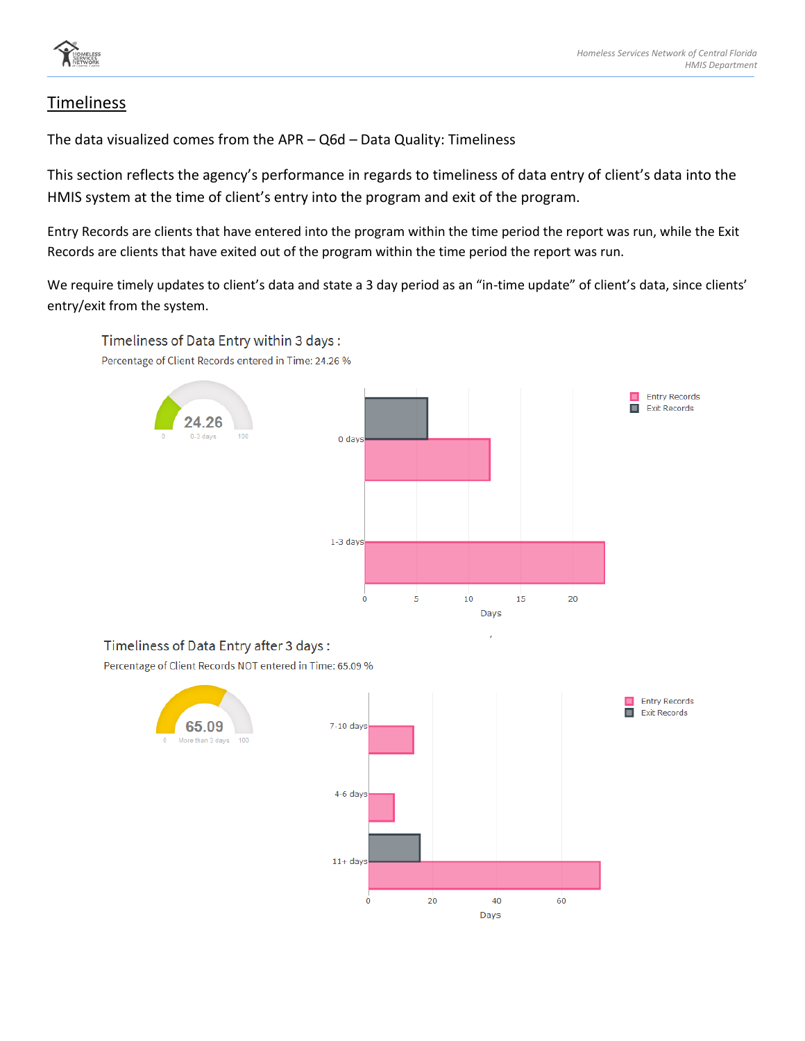## Timeliness

The data visualized comes from the APR – Q6d – Data Quality: Timeliness

This section reflects the agency's performance in regards to timeliness of data entry of client's data into the HMIS system at the time of client's entry into the program and exit of the program.

Entry Records are clients that have entered into the program within the time period the report was run, while the Exit Records are clients that have exited out of the program within the time period the report was run.

We require timely updates to client's data and state a 3 day period as an "in-time update" of client's data, since clients' entry/exit from the system.

Timeliness of Data Entry within 3 days :

Percentage of Client Records entered in Time: 24.26 %

24.26

0 0-3 days 100

Entry Records
Exit Records

0 days
1-3 days

0 5 10 15 20

Days

Timeliness of Data Entry after 3 days :

Percentage of Client Records NOT entered in Time: 65.09 %

65.09

0 More than 3 days 100

Entry Records
Exit Records

7-10 days
4-6 days
11+ days

0 20 40 60

Days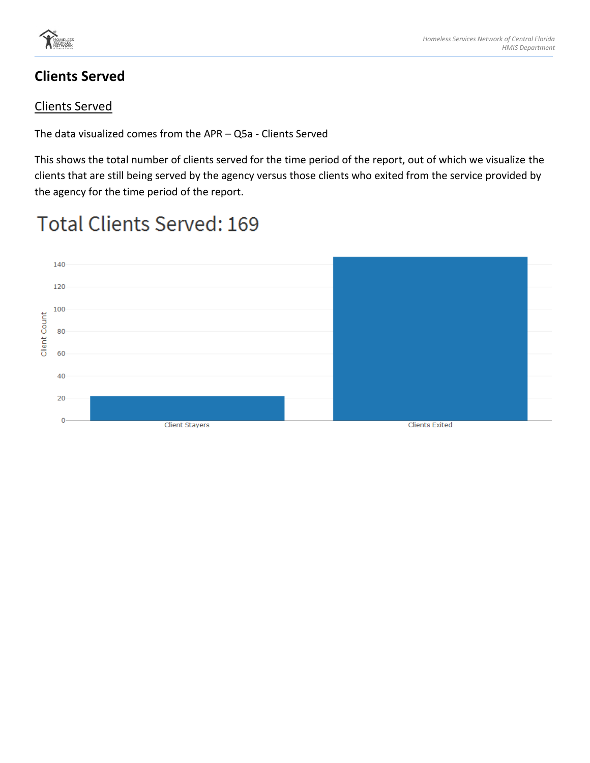# Clients Served

## Clients Served

The data visualized comes from the APR – Q5a - Clients Served

This shows the total number of clients served for the time period of the report, out of which we visualize the clients that are still being served by the agency versus those clients who exited from the service provided by the agency for the time period of the report.

Total Clients Served: 169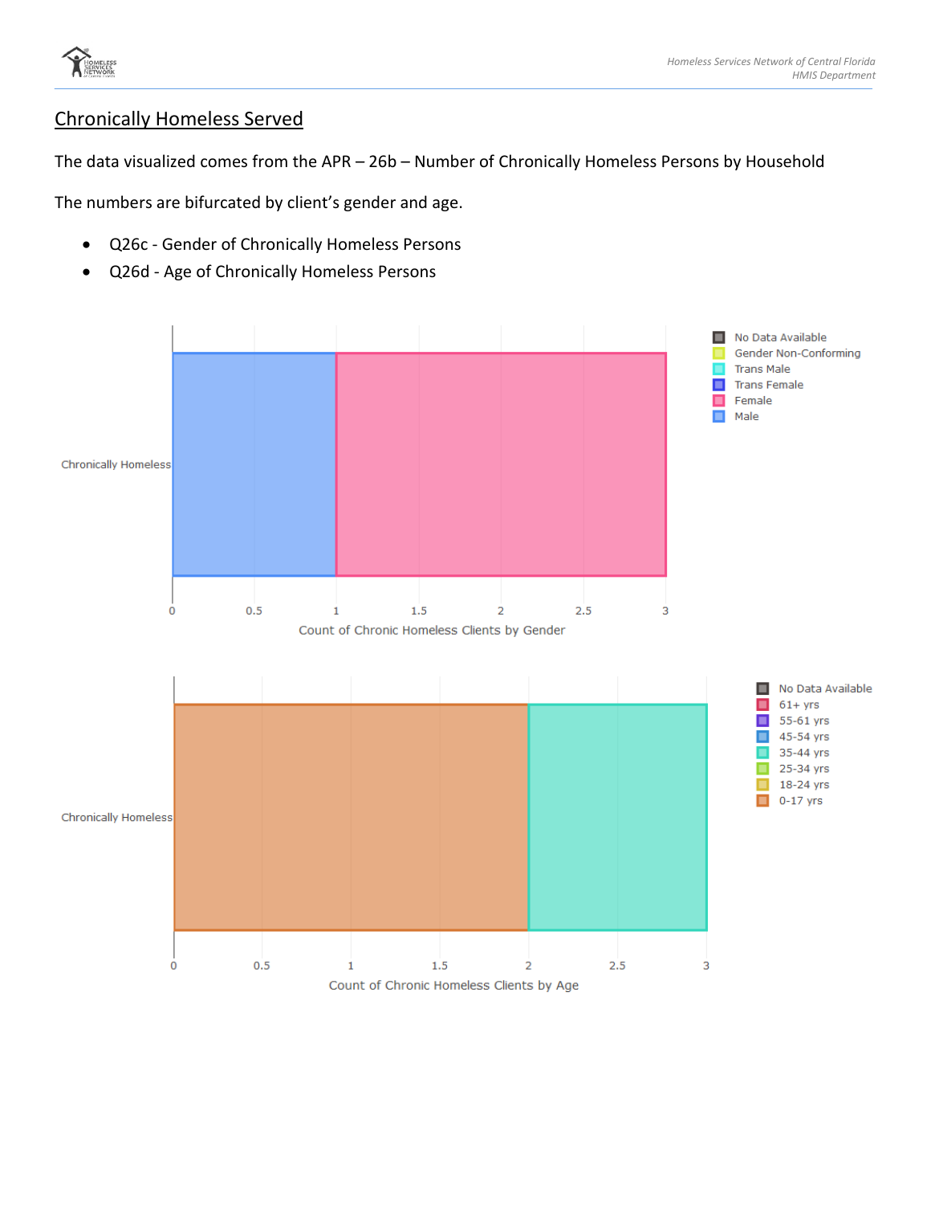## Chronically Homeless Served

The data visualized comes from the APR – 26b – Number of Chronically Homeless Persons by Household

The numbers are bifurcated by client's gender and age.

- Q26c - Gender of Chronically Homeless Persons
- Q26d - Age of Chronically Homeless Persons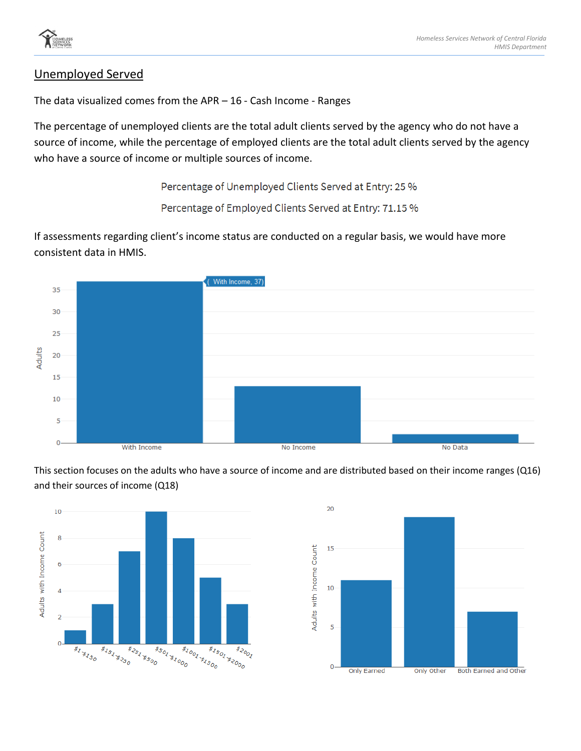## Unemployed Served

The data visualized comes from the APR – 16 - Cash Income - Ranges

The percentage of unemployed clients are the total adult clients served by the agency who do not have a source of income, while the percentage of employed clients are the total adult clients served by the agency who have a source of income or multiple sources of income.

Percentage of Unemployed Clients Served at Entry: 25 %

Percentage of Employed Clients Served at Entry: 71.15 %

If assessments regarding client's income status are conducted on a regular basis, we would have more consistent data in HMIS.

This section focuses on the adults who have a source of income and are distributed based on their income ranges (Q16) and their sources of income (Q18)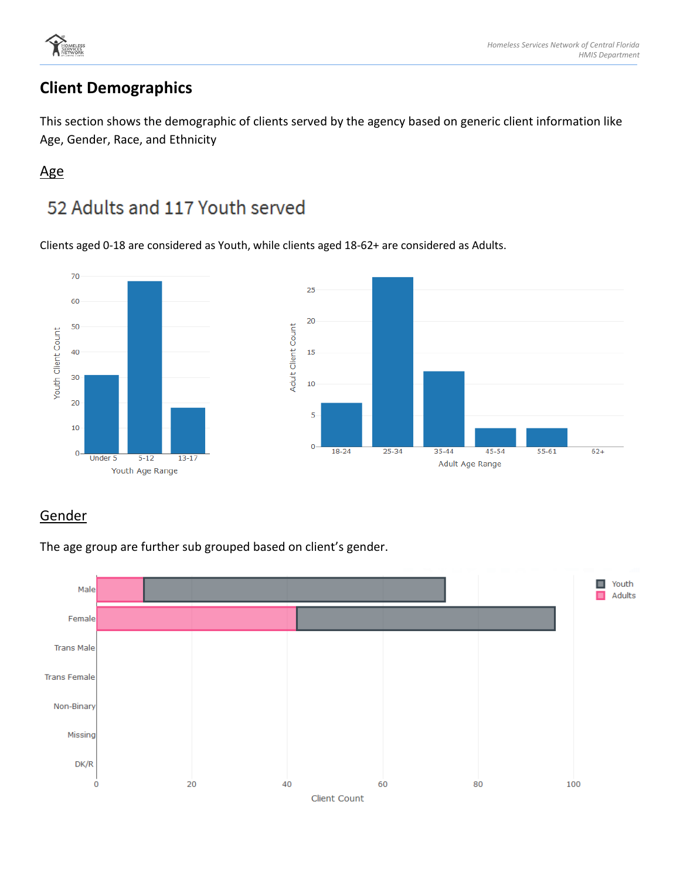# Client Demographics

This section shows the demographic of clients served by the agency based on generic client information like Age, Gender, Race, and Ethnicity

## Age

### 52 Adults and 117 Youth served

Clients aged 0-18 are considered as Youth, while clients aged 18-62+ are considered as Adults.

## Gender

The age group are further sub grouped based on client's gender.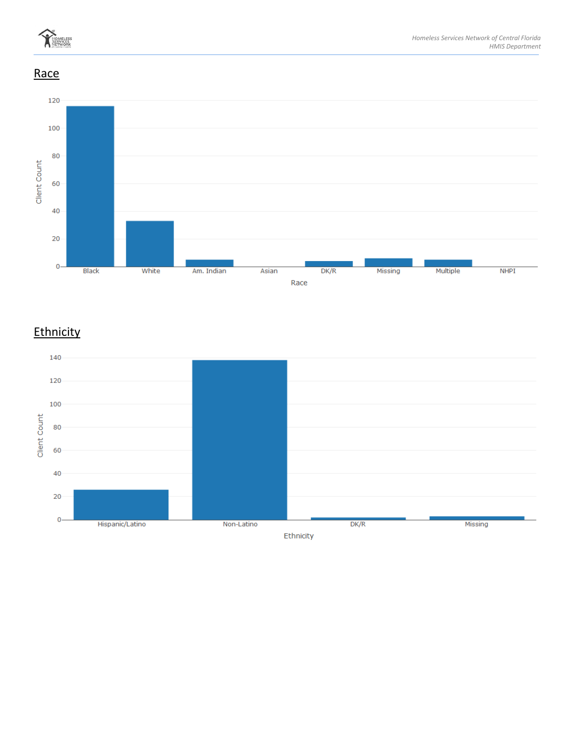## Race

## Ethnicity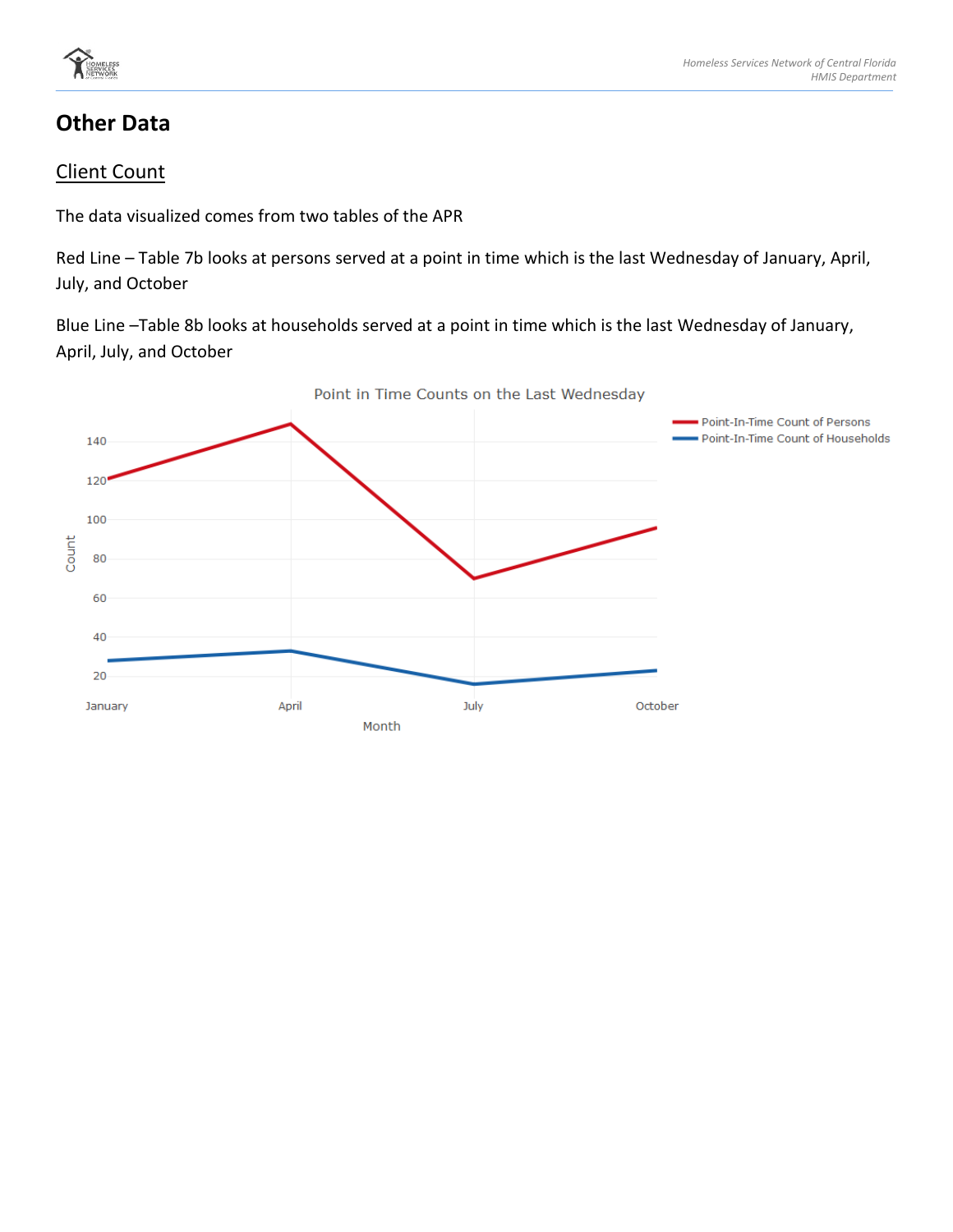## Other Data

### Client Count

The data visualized comes from two tables of the APR

Red Line – Table 7b looks at persons served at a point in time which is the last Wednesday of January, April, July, and October

Blue Line –Table 8b looks at households served at a point in time which is the last Wednesday of January, April, July, and October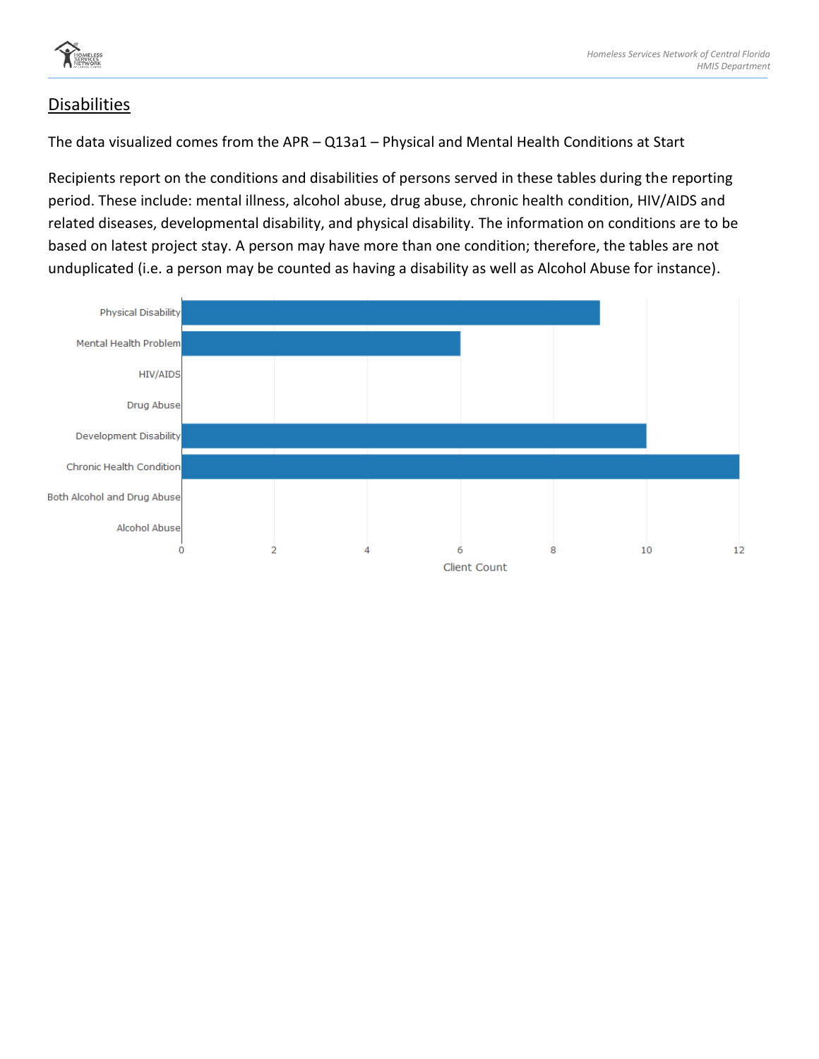## Disabilities

The data visualized comes from the APR – Q13a1 – Physical and Mental Health Conditions at Start

Recipients report on the conditions and disabilities of persons served in these tables during the reporting period. These include: mental illness, alcohol abuse, drug abuse, chronic health condition, HIV/AIDS and related diseases, developmental disability, and physical disability. The information on conditions are to be based on latest project stay. A person may have more than one condition; therefore, the tables are not unduplicated (i.e. a person may be counted as having a disability as well as Alcohol Abuse for instance).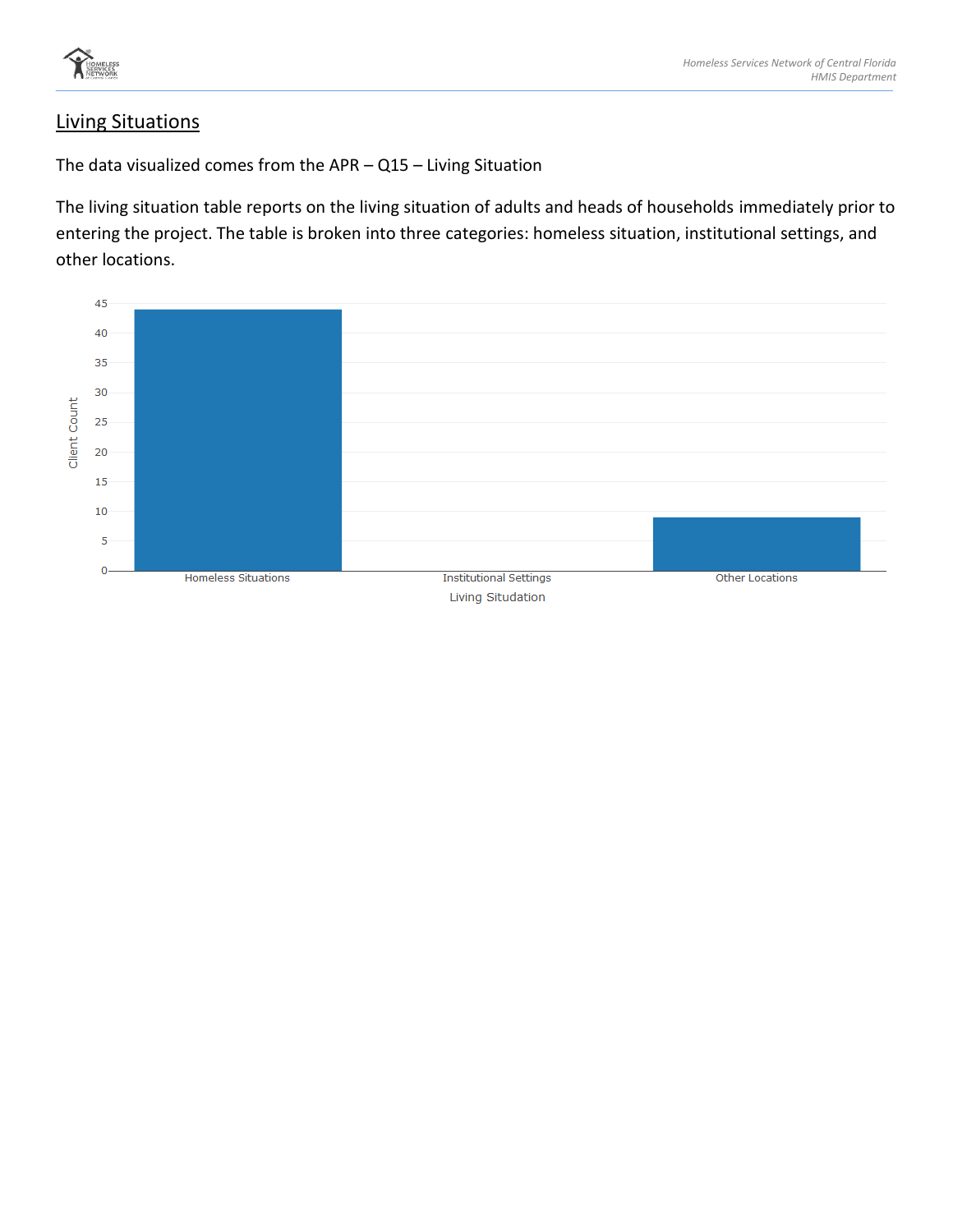## Living Situations

The data visualized comes from the APR – Q15 – Living Situation

The living situation table reports on the living situation of adults and heads of households immediately prior to entering the project. The table is broken into three categories: homeless situation, institutional settings, and other locations.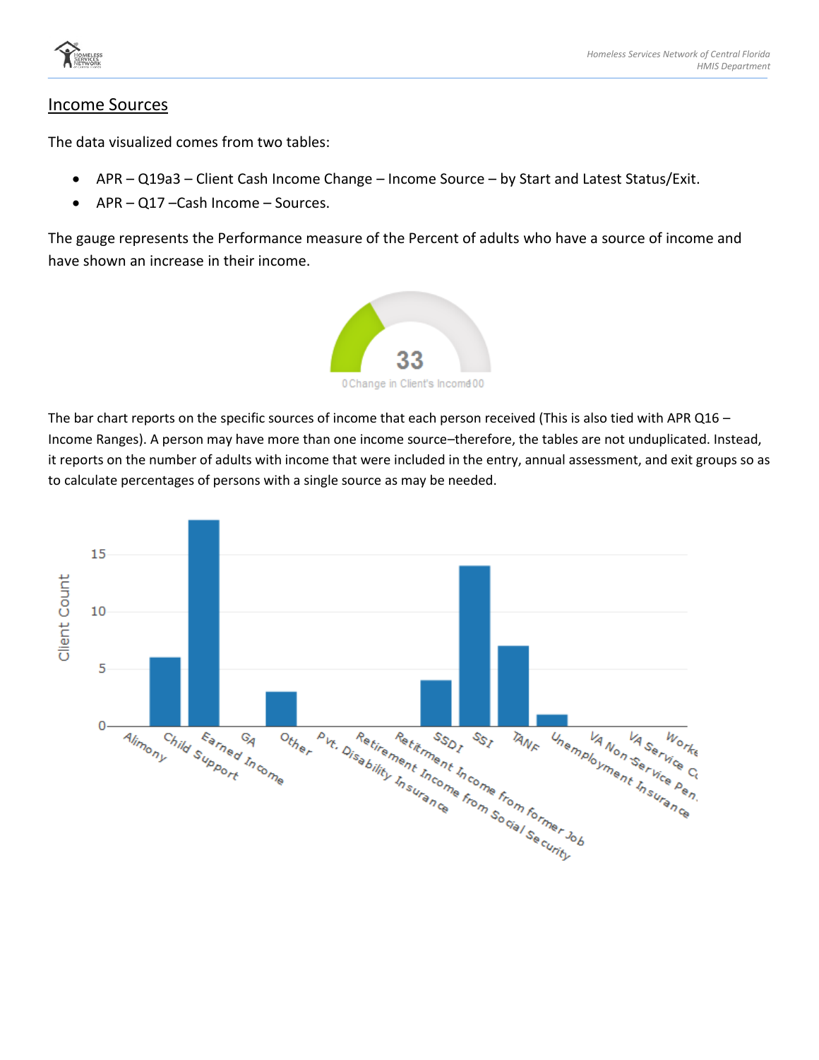## Income Sources

The data visualized comes from two tables:

- APR – Q19a3 – Client Cash Income Change – Income Source – by Start and Latest Status/Exit.
- APR – Q17 –Cash Income – Sources.

The gauge represents the Performance measure of the Percent of adults who have a source of income and have shown an increase in their income.

The bar chart reports on the specific sources of income that each person received (This is also tied with APR Q16 – Income Ranges). A person may have more than one income source–therefore, the tables are not unduplicated. Instead, it reports on the number of adults with income that were included in the entry, annual assessment, and exit groups so as to calculate percentages of persons with a single source as may be needed.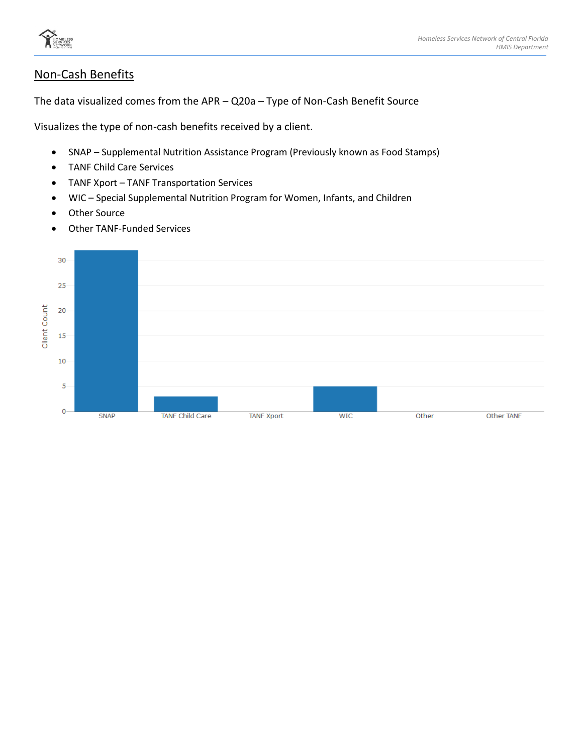## Non-Cash Benefits

The data visualized comes from the APR – Q20a – Type of Non-Cash Benefit Source

Visualizes the type of non-cash benefits received by a client.

- SNAP – Supplemental Nutrition Assistance Program (Previously known as Food Stamps)
- TANF Child Care Services
- TANF Xport – TANF Transportation Services
- WIC – Special Supplemental Nutrition Program for Women, Infants, and Children
- Other Source
- Other TANF-Funded Services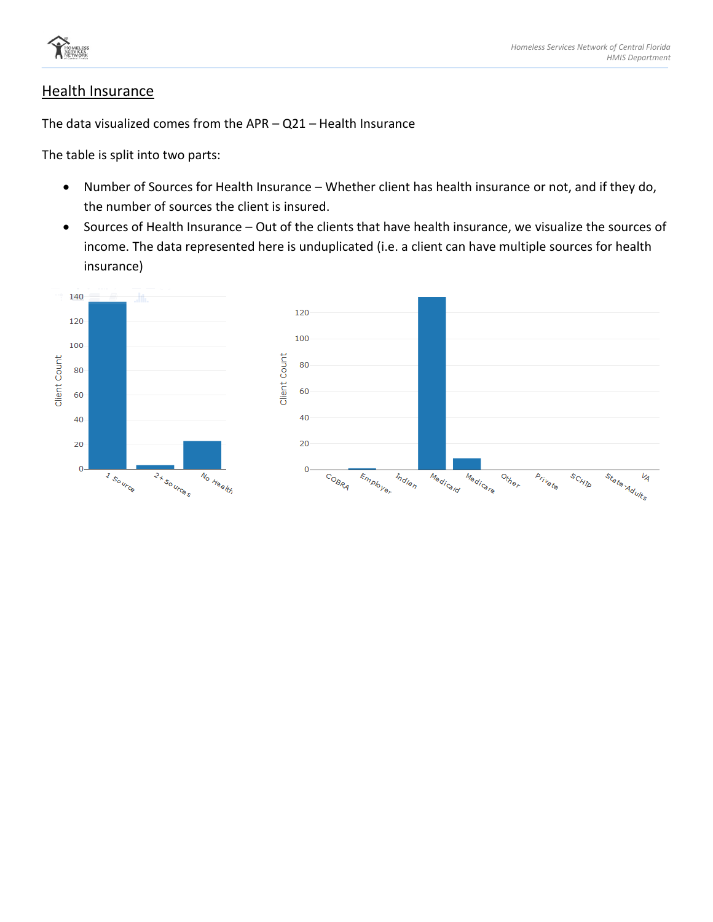## Health Insurance

The data visualized comes from the APR – Q21 – Health Insurance

The table is split into two parts:

- Number of Sources for Health Insurance – Whether client has health insurance or not, and if they do, the number of sources the client is insured.
- Sources of Health Insurance – Out of the clients that have health insurance, we visualize the sources of income. The data represented here is unduplicated (i.e. a client can have multiple sources for health insurance)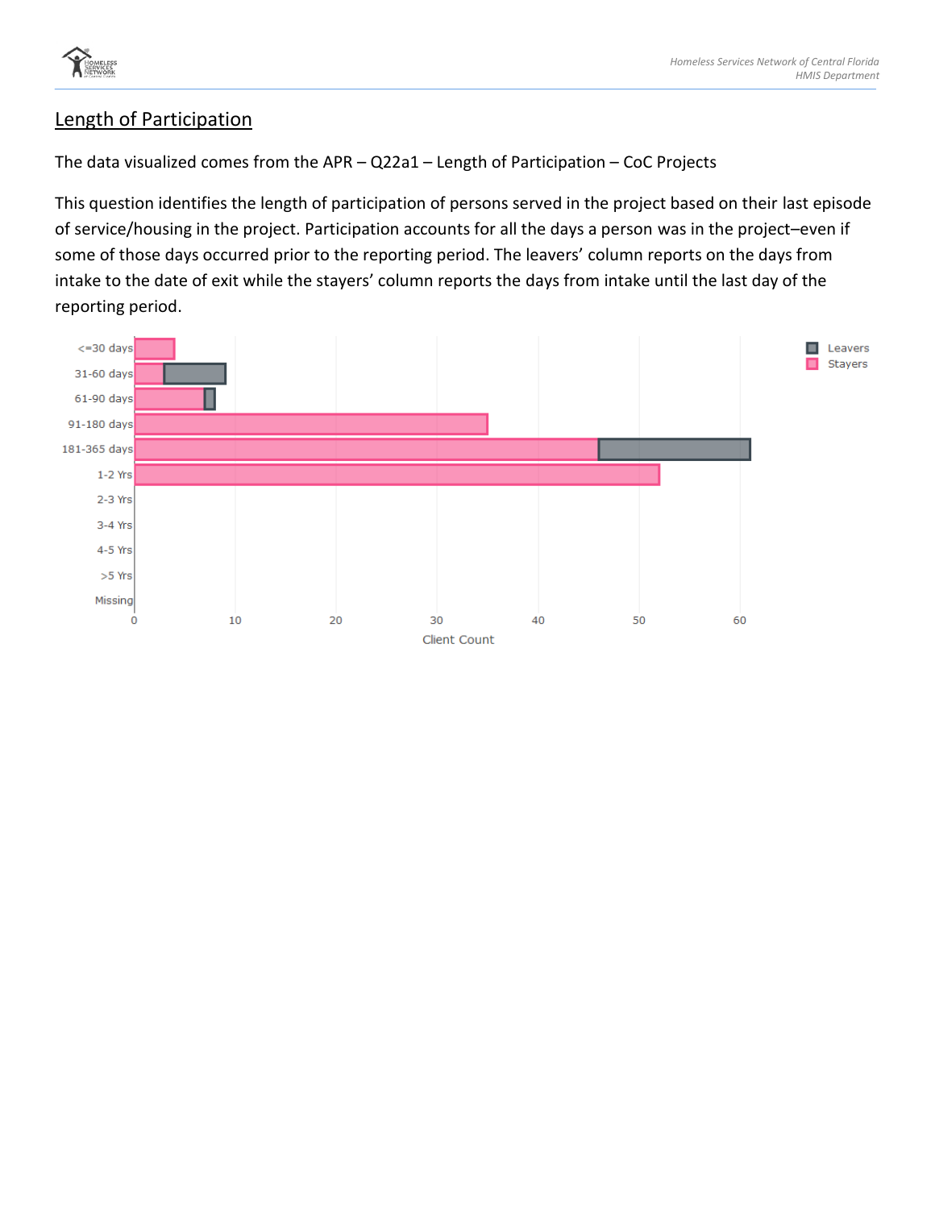## Length of Participation

The data visualized comes from the APR – Q22a1 – Length of Participation – CoC Projects

This question identifies the length of participation of persons served in the project based on their last episode of service/housing in the project. Participation accounts for all the days a person was in the project–even if some of those days occurred prior to the reporting period. The leavers' column reports on the days from intake to the date of exit while the stayers' column reports the days from intake until the last day of the reporting period.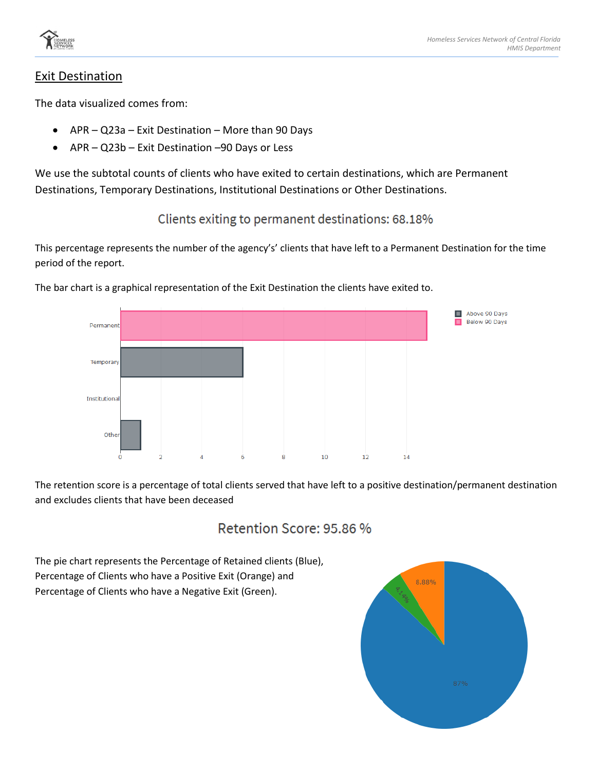## Exit Destination

The data visualized comes from:

- APR – Q23a – Exit Destination – More than 90 Days
- APR – Q23b – Exit Destination –90 Days or Less

We use the subtotal counts of clients who have exited to certain destinations, which are Permanent Destinations, Temporary Destinations, Institutional Destinations or Other Destinations.

### Clients exiting to permanent destinations: 68.18%

This percentage represents the number of the agency's' clients that have left to a Permanent Destination for the time period of the report.

The bar chart is a graphical representation of the Exit Destination the clients have exited to.

The retention score is a percentage of total clients served that have left to a positive destination/permanent destination and excludes clients that have been deceased

### Retention Score: 95.86 %

The pie chart represents the Percentage of Retained clients (Blue), Percentage of Clients who have a Positive Exit (Orange) and Percentage of Clients who have a Negative Exit (Green).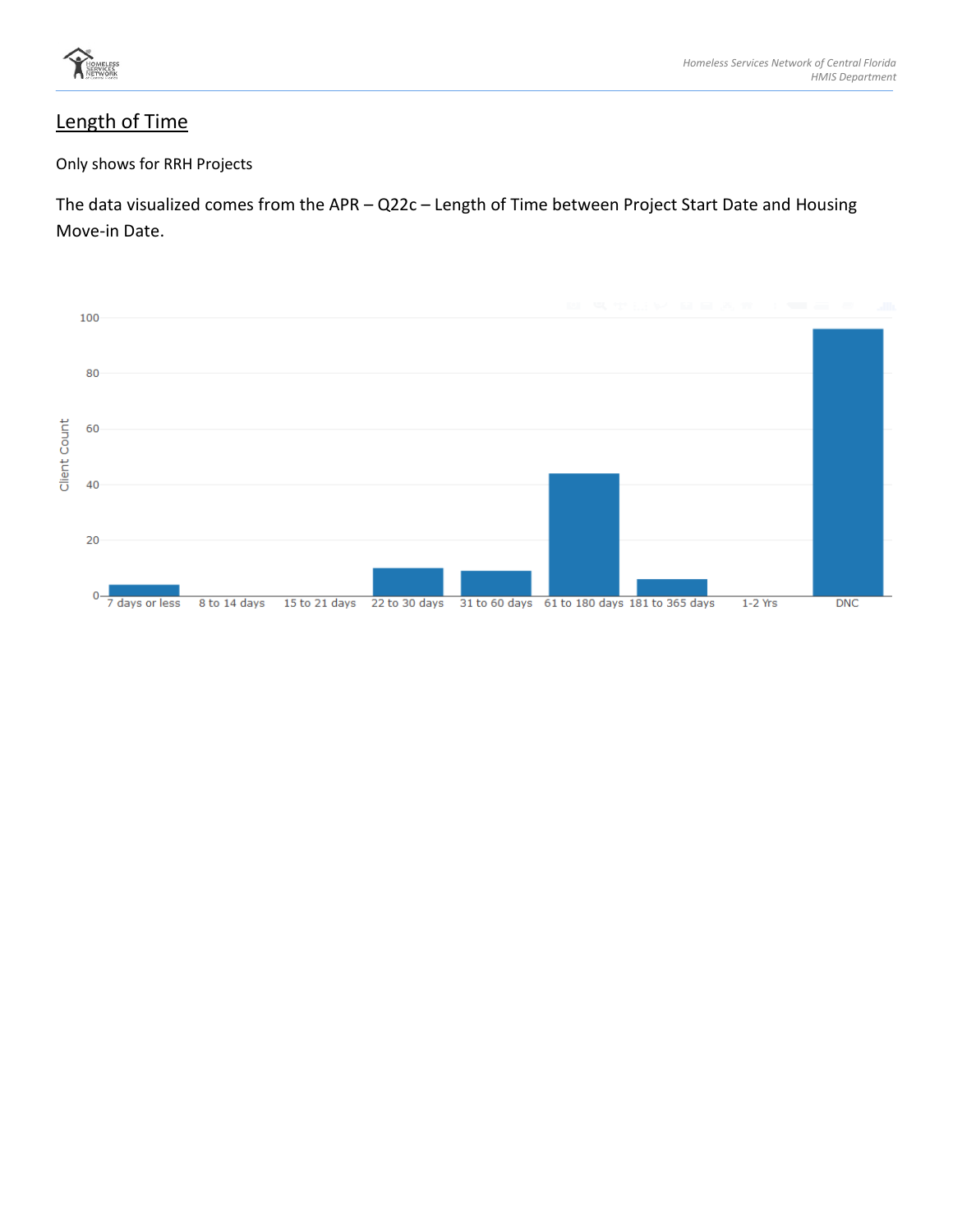## Length of Time

Only shows for RRH Projects

The data visualized comes from the APR – Q22c – Length of Time between Project Start Date and Housing Move-in Date.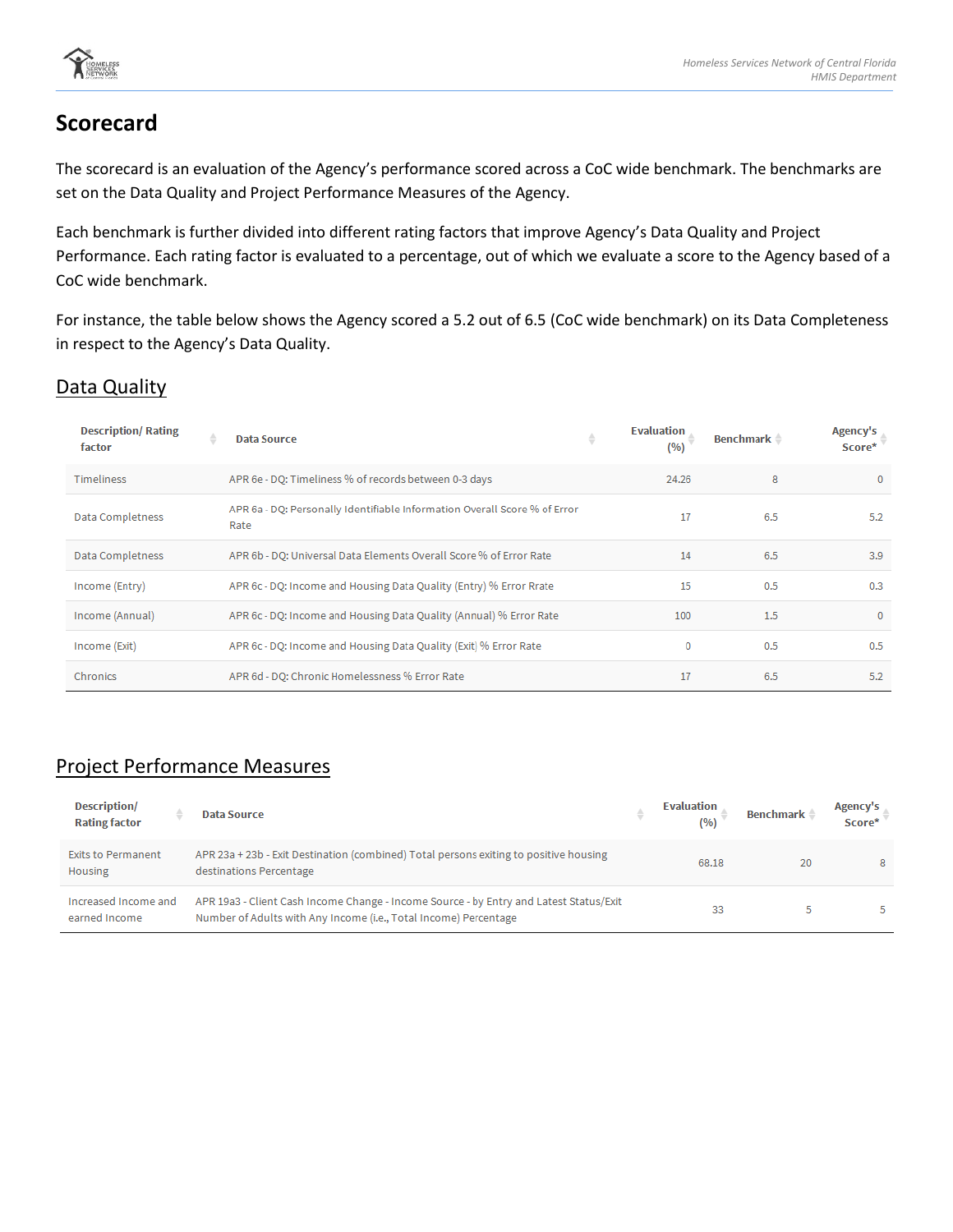# Scorecard

The scorecard is an evaluation of the Agency's performance scored across a CoC wide benchmark. The benchmarks are set on the Data Quality and Project Performance Measures of the Agency.

Each benchmark is further divided into different rating factors that improve Agency's Data Quality and Project Performance. Each rating factor is evaluated to a percentage, out of which we evaluate a score to the Agency based of a CoC wide benchmark.

For instance, the table below shows the Agency scored a 5.2 out of 6.5 (CoC wide benchmark) on its Data Completeness in respect to the Agency's Data Quality.

## Data Quality

| Description/ Rating factor | Data Source | Evaluation (%) | Benchmark | Agency's Score* |
|---|---|---|---|---|
| Timeliness | APR 6e - DQ: Timeliness % of records between 0-3 days | 24.26 | 8 | 0 |
| Data Completness | APR 6a - DQ: Personally Identifiable Information Overall Score % of Error Rate | 17 | 6.5 | 5.2 |
| Data Completness | APR 6b - DQ: Universal Data Elements Overall Score % of Error Rate | 14 | 6.5 | 3.9 |
| Income (Entry) | APR 6c - DQ: Income and Housing Data Quality (Entry) % Error Rrate | 15 | 0.5 | 0.3 |
| Income (Annual) | APR 6c - DQ: Income and Housing Data Quality (Annual) % Error Rate | 100 | 1.5 | 0 |
| Income (Exit) | APR 6c - DQ: Income and Housing Data Quality (Exit) % Error Rate | 0 | 0.5 | 0.5 |
| Chronics | APR 6d - DQ: Chronic Homelessness % Error Rate | 17 | 6.5 | 5.2 |

## Project Performance Measures

| Description/ Rating factor | Data Source | Evaluation (%) | Benchmark | Agency's Score* |
|---|---|---|---|---|
| Exits to Permanent Housing | APR 23a + 23b - Exit Destination (combined) Total persons exiting to positive housing destinations Percentage | 68.18 | 20 | 8 |
| Increased Income and earned Income | APR 19a3 - Client Cash Income Change - Income Source - by Entry and Latest Status/Exit Number of Adults with Any Income (i.e., Total Income) Percentage | 33 | 5 | 5 |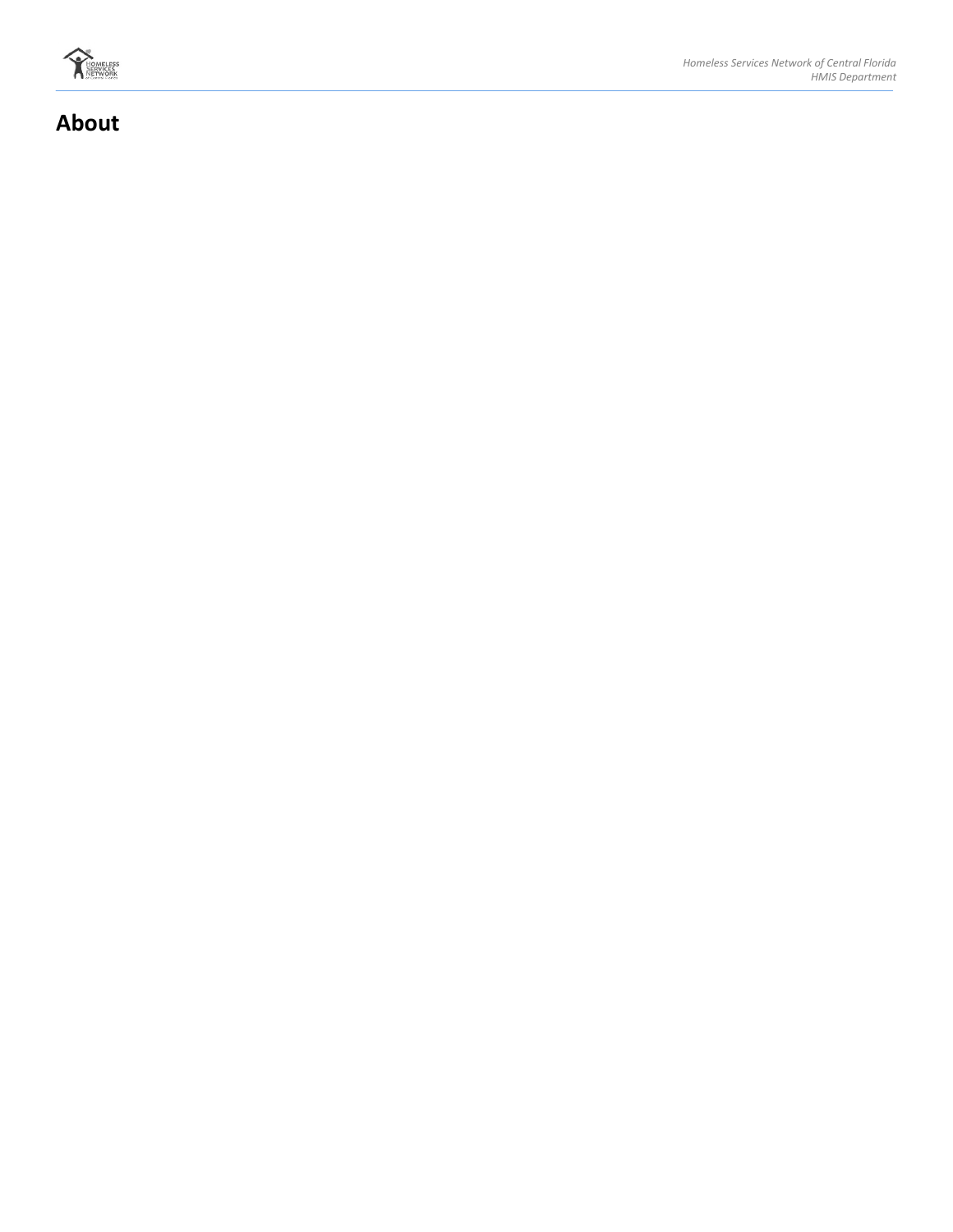# About